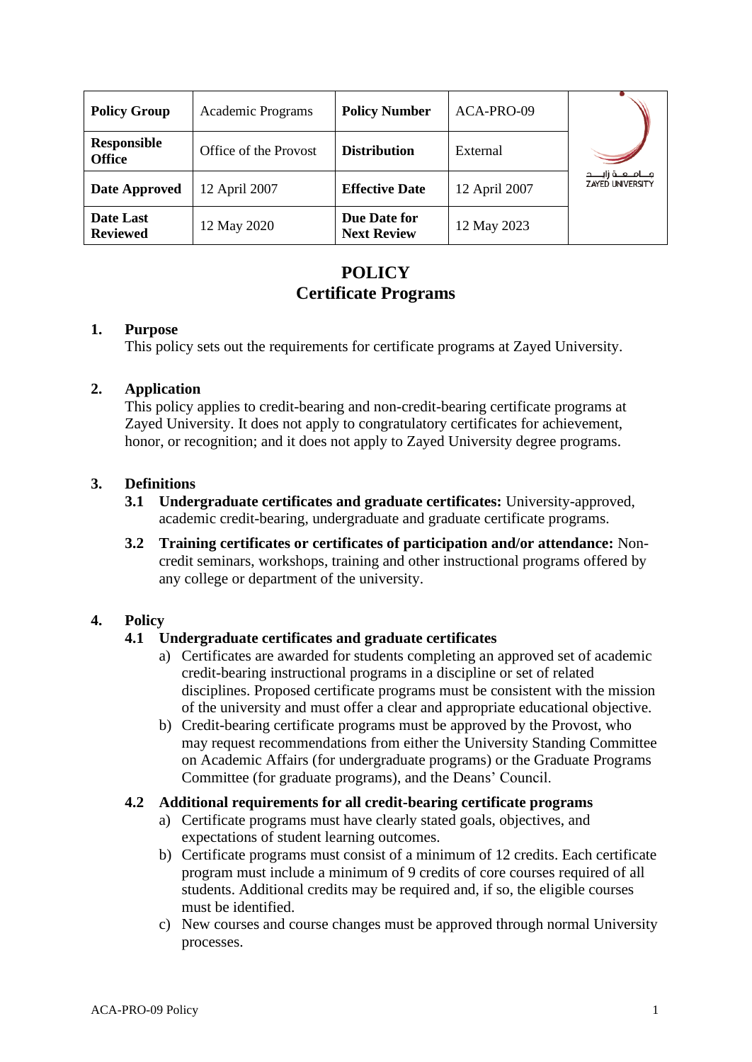| Policy Group | Academic Programs | Policy Number | ACA-PRO-09 | جامعة زايد ZAYED UNIVERSITY |
|---|---|---|---|---|
| Responsible Office | Office of the Provost | Distribution | External | |
| Date Approved | 12 April 2007 | Effective Date | 12 April 2007 | |
| Date Last Reviewed | 12 May 2020 | Due Date for Next Review | 12 May 2023 | |

# POLICY
# Certificate Programs

## 1. Purpose

This policy sets out the requirements for certificate programs at Zayed University.

## 2. Application

This policy applies to credit-bearing and non-credit-bearing certificate programs at Zayed University. It does not apply to congratulatory certificates for achievement, honor, or recognition; and it does not apply to Zayed University degree programs.

## 3. Definitions

**3.1 Undergraduate certificates and graduate certificates:** University-approved, academic credit-bearing, undergraduate and graduate certificate programs.

**3.2 Training certificates or certificates of participation and/or attendance:** Non-credit seminars, workshops, training and other instructional programs offered by any college or department of the university.

## 4. Policy

### 4.1 Undergraduate certificates and graduate certificates

a) Certificates are awarded for students completing an approved set of academic credit-bearing instructional programs in a discipline or set of related disciplines. Proposed certificate programs must be consistent with the mission of the university and must offer a clear and appropriate educational objective.

b) Credit-bearing certificate programs must be approved by the Provost, who may request recommendations from either the University Standing Committee on Academic Affairs (for undergraduate programs) or the Graduate Programs Committee (for graduate programs), and the Deans' Council.

### 4.2 Additional requirements for all credit-bearing certificate programs

a) Certificate programs must have clearly stated goals, objectives, and expectations of student learning outcomes.

b) Certificate programs must consist of a minimum of 12 credits. Each certificate program must include a minimum of 9 credits of core courses required of all students. Additional credits may be required and, if so, the eligible courses must be identified.

c) New courses and course changes must be approved through normal University processes.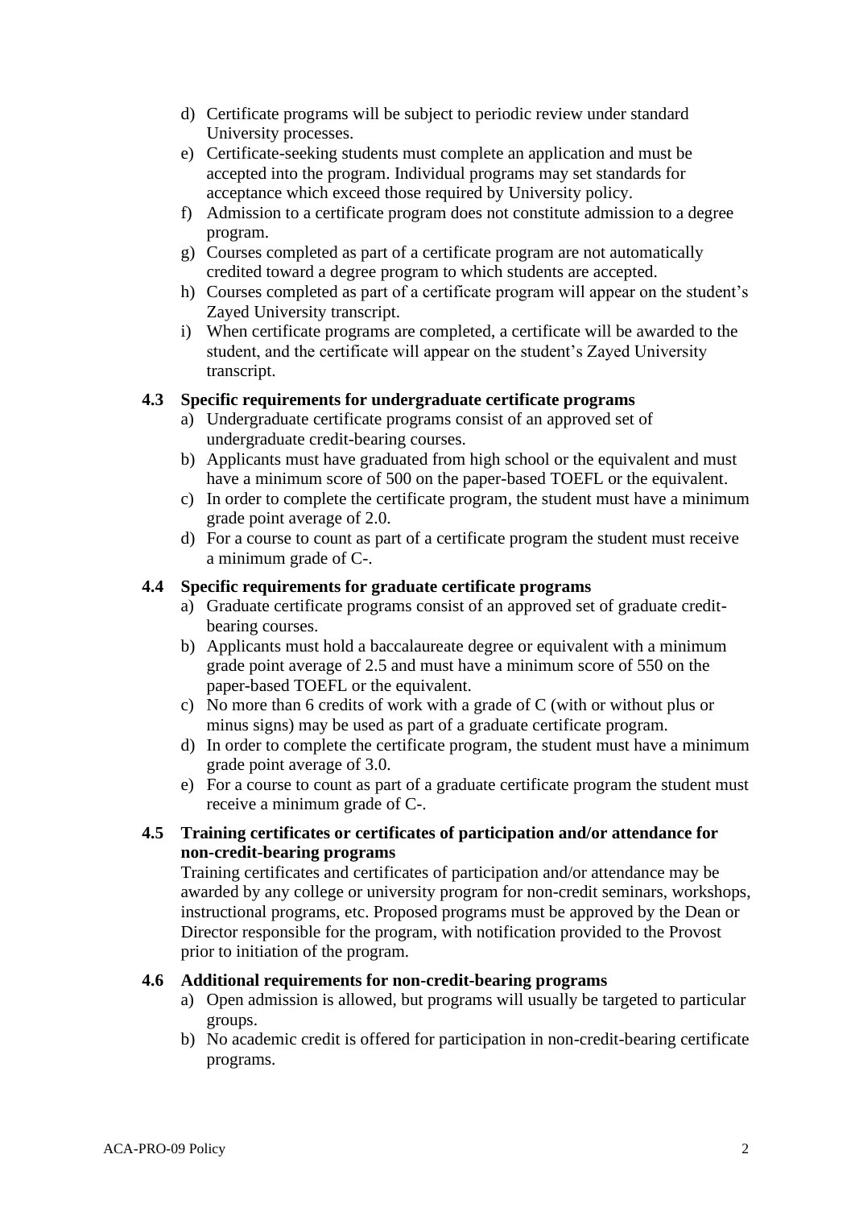d) Certificate programs will be subject to periodic review under standard University processes.
e) Certificate-seeking students must complete an application and must be accepted into the program. Individual programs may set standards for acceptance which exceed those required by University policy.
f) Admission to a certificate program does not constitute admission to a degree program.
g) Courses completed as part of a certificate program are not automatically credited toward a degree program to which students are accepted.
h) Courses completed as part of a certificate program will appear on the student's Zayed University transcript.
i) When certificate programs are completed, a certificate will be awarded to the student, and the certificate will appear on the student's Zayed University transcript.

### 4.3 Specific requirements for undergraduate certificate programs

a) Undergraduate certificate programs consist of an approved set of undergraduate credit-bearing courses.
b) Applicants must have graduated from high school or the equivalent and must have a minimum score of 500 on the paper-based TOEFL or the equivalent.
c) In order to complete the certificate program, the student must have a minimum grade point average of 2.0.
d) For a course to count as part of a certificate program the student must receive a minimum grade of C-.

### 4.4 Specific requirements for graduate certificate programs

a) Graduate certificate programs consist of an approved set of graduate credit-bearing courses.
b) Applicants must hold a baccalaureate degree or equivalent with a minimum grade point average of 2.5 and must have a minimum score of 550 on the paper-based TOEFL or the equivalent.
c) No more than 6 credits of work with a grade of C (with or without plus or minus signs) may be used as part of a graduate certificate program.
d) In order to complete the certificate program, the student must have a minimum grade point average of 3.0.
e) For a course to count as part of a graduate certificate program the student must receive a minimum grade of C-.

### 4.5 Training certificates or certificates of participation and/or attendance for non-credit-bearing programs

Training certificates and certificates of participation and/or attendance may be awarded by any college or university program for non-credit seminars, workshops, instructional programs, etc. Proposed programs must be approved by the Dean or Director responsible for the program, with notification provided to the Provost prior to initiation of the program.

### 4.6 Additional requirements for non-credit-bearing programs

a) Open admission is allowed, but programs will usually be targeted to particular groups.
b) No academic credit is offered for participation in non-credit-bearing certificate programs.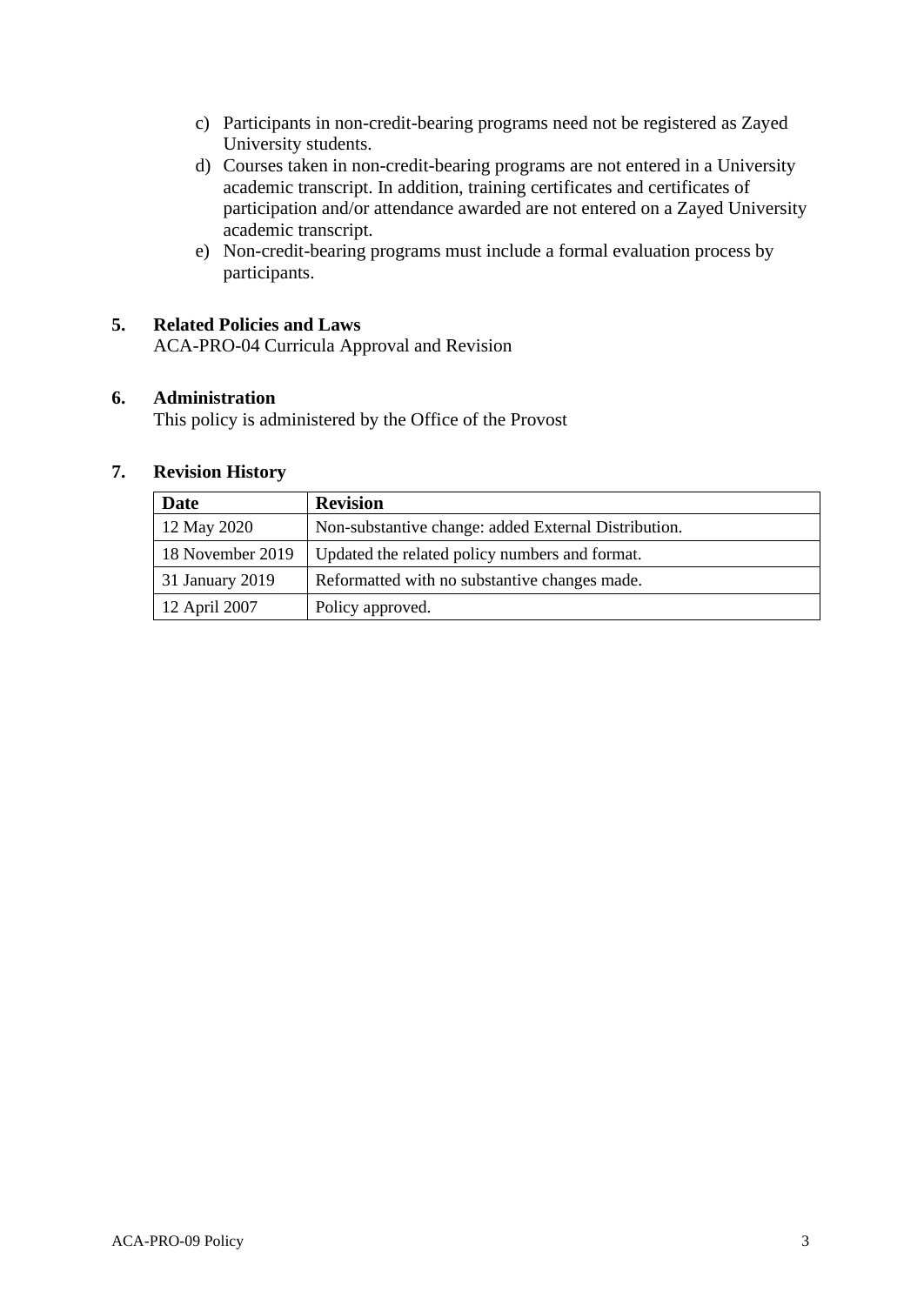c) Participants in non-credit-bearing programs need not be registered as Zayed University students.
d) Courses taken in non-credit-bearing programs are not entered in a University academic transcript. In addition, training certificates and certificates of participation and/or attendance awarded are not entered on a Zayed University academic transcript.
e) Non-credit-bearing programs must include a formal evaluation process by participants.

## 5. Related Policies and Laws

ACA-PRO-04 Curricula Approval and Revision

## 6. Administration

This policy is administered by the Office of the Provost

## 7. Revision History

| Date | Revision |
|---|---|
| 12 May 2020 | Non-substantive change: added External Distribution. |
| 18 November 2019 | Updated the related policy numbers and format. |
| 31 January 2019 | Reformatted with no substantive changes made. |
| 12 April 2007 | Policy approved. |